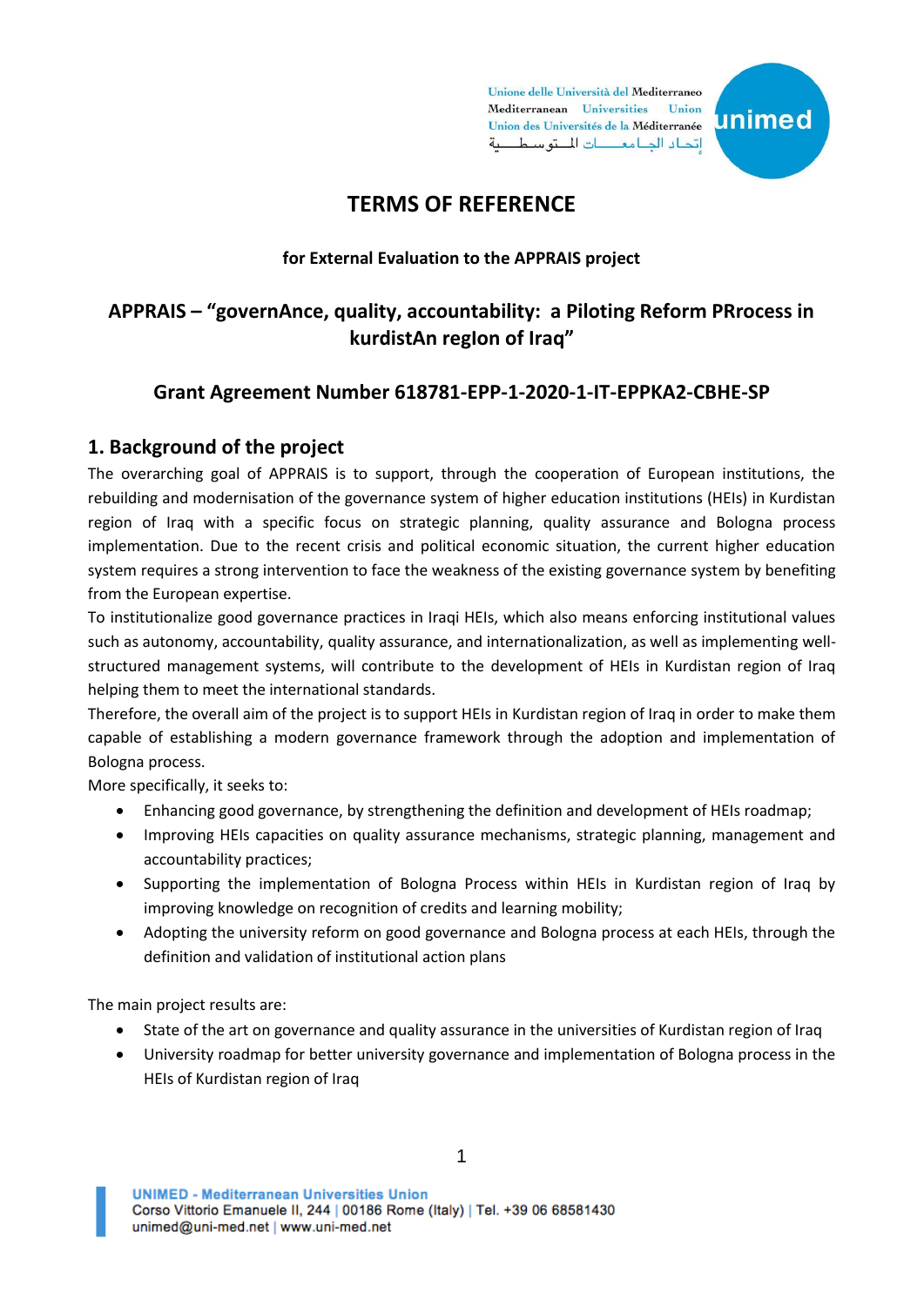# TERMS OF REFERENCE

**for External Evaluation to the APPRAIS project**

## APPRAIS – "governAnce, quality, accountability: a Piloting Reform PRrocess in kurdistAn regIon of Iraq"

## Grant Agreement Number 618781-EPP-1-2020-1-IT-EPPKA2-CBHE-SP

## 1. Background of the project

The overarching goal of APPRAIS is to support, through the cooperation of European institutions, the rebuilding and modernisation of the governance system of higher education institutions (HEIs) in Kurdistan region of Iraq with a specific focus on strategic planning, quality assurance and Bologna process implementation. Due to the recent crisis and political economic situation, the current higher education system requires a strong intervention to face the weakness of the existing governance system by benefiting from the European expertise.

To institutionalize good governance practices in Iraqi HEIs, which also means enforcing institutional values such as autonomy, accountability, quality assurance, and internationalization, as well as implementing well-structured management systems, will contribute to the development of HEIs in Kurdistan region of Iraq helping them to meet the international standards.

Therefore, the overall aim of the project is to support HEIs in Kurdistan region of Iraq in order to make them capable of establishing a modern governance framework through the adoption and implementation of Bologna process.

More specifically, it seeks to:

- Enhancing good governance, by strengthening the definition and development of HEIs roadmap;
- Improving HEIs capacities on quality assurance mechanisms, strategic planning, management and accountability practices;
- Supporting the implementation of Bologna Process within HEIs in Kurdistan region of Iraq by improving knowledge on recognition of credits and learning mobility;
- Adopting the university reform on good governance and Bologna process at each HEIs, through the definition and validation of institutional action plans

The main project results are:

- State of the art on governance and quality assurance in the universities of Kurdistan region of Iraq
- University roadmap for better university governance and implementation of Bologna process in the HEIs of Kurdistan region of Iraq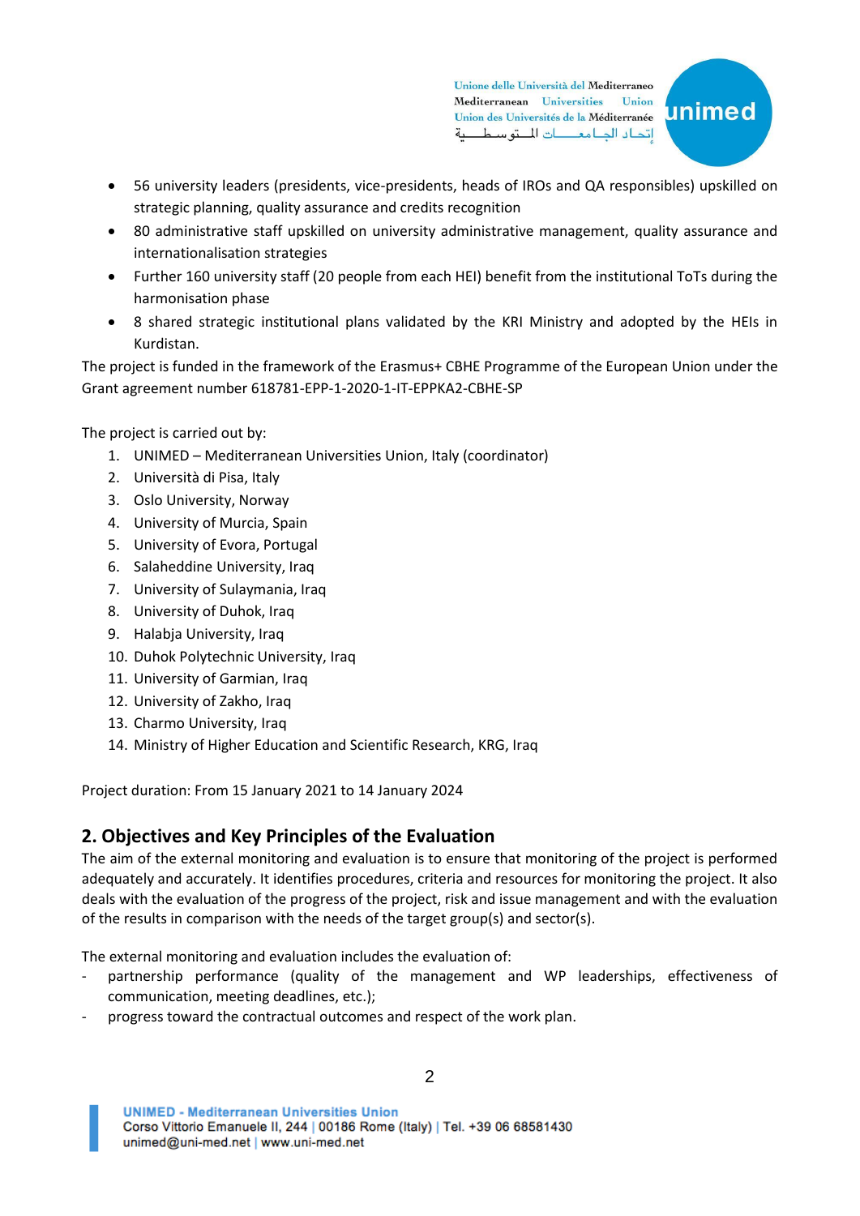- 56 university leaders (presidents, vice-presidents, heads of IROs and QA responsibles) upskilled on strategic planning, quality assurance and credits recognition
- 80 administrative staff upskilled on university administrative management, quality assurance and internationalisation strategies
- Further 160 university staff (20 people from each HEI) benefit from the institutional ToTs during the harmonisation phase
- 8 shared strategic institutional plans validated by the KRI Ministry and adopted by the HEIs in Kurdistan.

The project is funded in the framework of the Erasmus+ CBHE Programme of the European Union under the Grant agreement number 618781-EPP-1-2020-1-IT-EPPKA2-CBHE-SP

The project is carried out by:

1. UNIMED – Mediterranean Universities Union, Italy (coordinator)
2. Università di Pisa, Italy
3. Oslo University, Norway
4. University of Murcia, Spain
5. University of Evora, Portugal
6. Salaheddine University, Iraq
7. University of Sulaymania, Iraq
8. University of Duhok, Iraq
9. Halabja University, Iraq
10. Duhok Polytechnic University, Iraq
11. University of Garmian, Iraq
12. University of Zakho, Iraq
13. Charmo University, Iraq
14. Ministry of Higher Education and Scientific Research, KRG, Iraq

Project duration: From 15 January 2021 to 14 January 2024

## 2. Objectives and Key Principles of the Evaluation

The aim of the external monitoring and evaluation is to ensure that monitoring of the project is performed adequately and accurately. It identifies procedures, criteria and resources for monitoring the project. It also deals with the evaluation of the progress of the project, risk and issue management and with the evaluation of the results in comparison with the needs of the target group(s) and sector(s).

The external monitoring and evaluation includes the evaluation of:

- partnership performance (quality of the management and WP leaderships, effectiveness of communication, meeting deadlines, etc.);
- progress toward the contractual outcomes and respect of the work plan.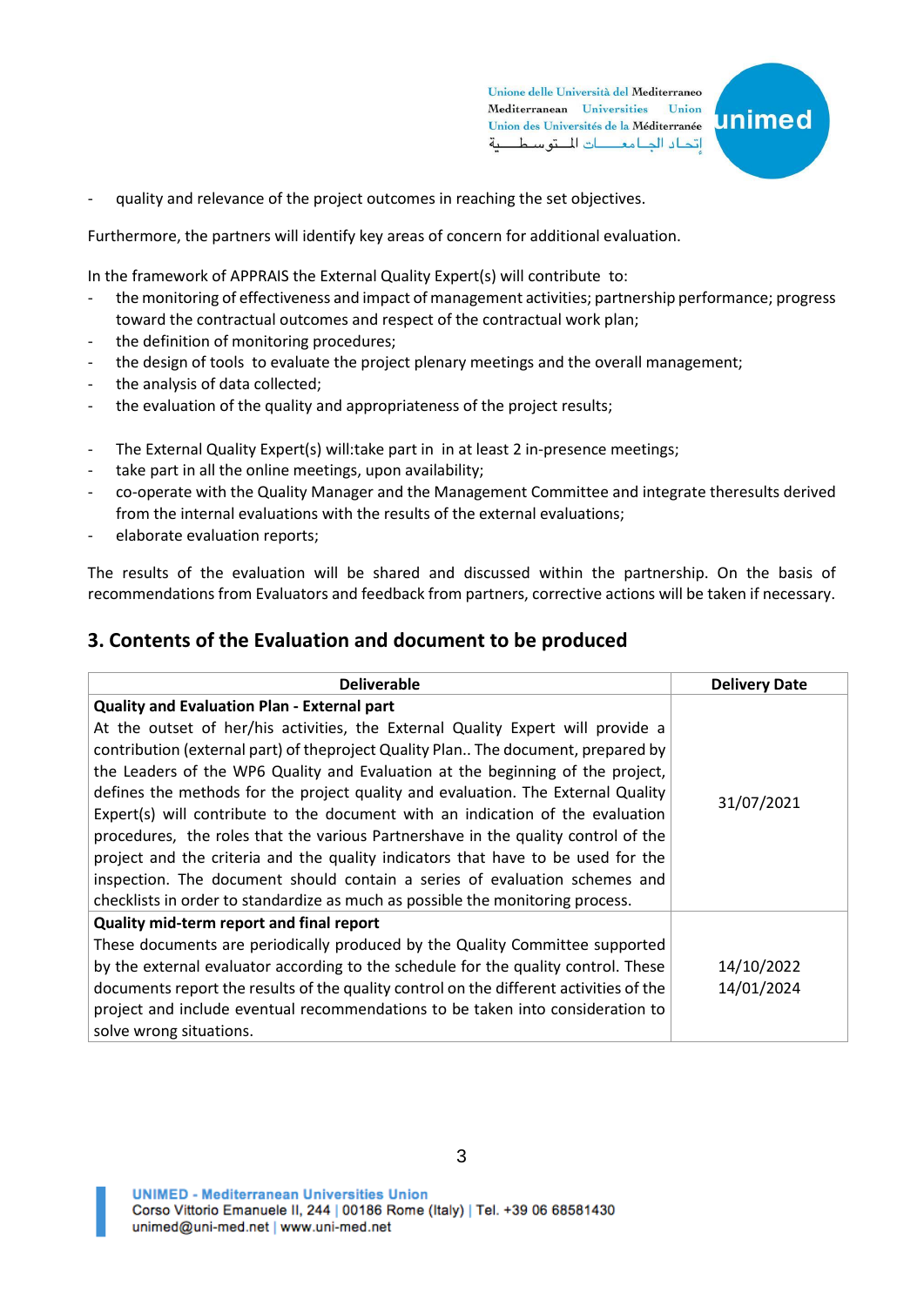- quality and relevance of the project outcomes in reaching the set objectives.

Furthermore, the partners will identify key areas of concern for additional evaluation.

In the framework of APPRAIS the External Quality Expert(s) will contribute to:

- the monitoring of effectiveness and impact of management activities; partnership performance; progress toward the contractual outcomes and respect of the contractual work plan;
- the definition of monitoring procedures;
- the design of tools to evaluate the project plenary meetings and the overall management;
- the analysis of data collected;
- the evaluation of the quality and appropriateness of the project results;

- The External Quality Expert(s) will:take part in in at least 2 in-presence meetings;
- take part in all the online meetings, upon availability;
- co-operate with the Quality Manager and the Management Committee and integrate theresults derived from the internal evaluations with the results of the external evaluations;
- elaborate evaluation reports;

The results of the evaluation will be shared and discussed within the partnership. On the basis of recommendations from Evaluators and feedback from partners, corrective actions will be taken if necessary.

## 3. Contents of the Evaluation and document to be produced

| Deliverable | Delivery Date |
|---|---|
| **Quality and Evaluation Plan - External part**<br>At the outset of her/his activities, the External Quality Expert will provide a contribution (external part) of theproject Quality Plan.. The document, prepared by the Leaders of the WP6 Quality and Evaluation at the beginning of the project, defines the methods for the project quality and evaluation. The External Quality Expert(s) will contribute to the document with an indication of the evaluation procedures, the roles that the various Partnershave in the quality control of the project and the criteria and the quality indicators that have to be used for the inspection. The document should contain a series of evaluation schemes and checklists in order to standardize as much as possible the monitoring process. | 31/07/2021 |
| **Quality mid-term report and final report**<br>These documents are periodically produced by the Quality Committee supported by the external evaluator according to the schedule for the quality control. These documents report the results of the quality control on the different activities of the project and include eventual recommendations to be taken into consideration to solve wrong situations. | 14/10/2022<br>14/01/2024 |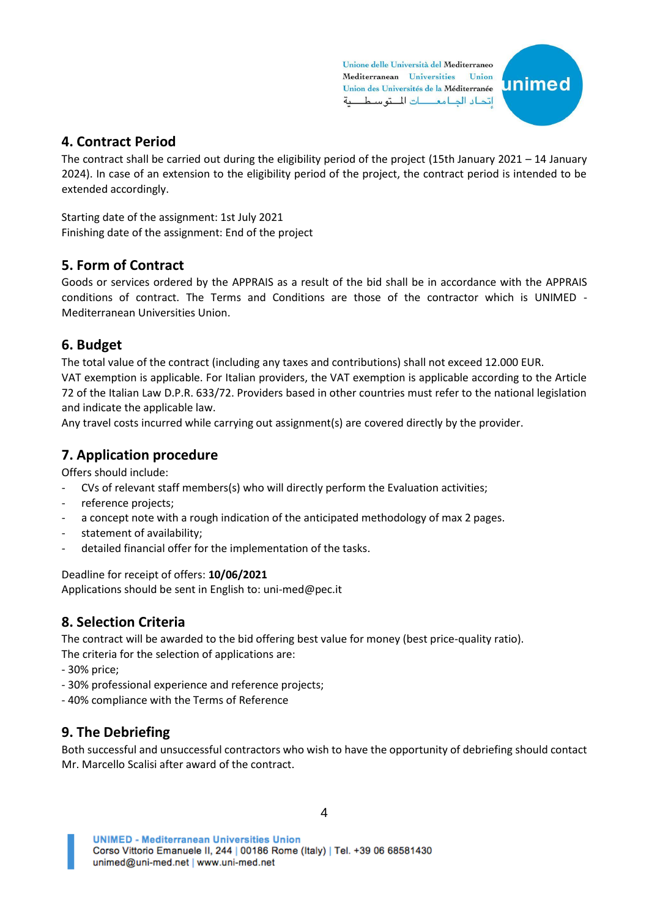## 4. Contract Period

The contract shall be carried out during the eligibility period of the project (15th January 2021 – 14 January 2024). In case of an extension to the eligibility period of the project, the contract period is intended to be extended accordingly.

Starting date of the assignment: 1st July 2021
Finishing date of the assignment: End of the project

## 5. Form of Contract

Goods or services ordered by the APPRAIS as a result of the bid shall be in accordance with the APPRAIS conditions of contract. The Terms and Conditions are those of the contractor which is UNIMED - Mediterranean Universities Union.

## 6. Budget

The total value of the contract (including any taxes and contributions) shall not exceed 12.000 EUR.
VAT exemption is applicable. For Italian providers, the VAT exemption is applicable according to the Article 72 of the Italian Law D.P.R. 633/72. Providers based in other countries must refer to the national legislation and indicate the applicable law.
Any travel costs incurred while carrying out assignment(s) are covered directly by the provider.

## 7. Application procedure

Offers should include:

- CVs of relevant staff members(s) who will directly perform the Evaluation activities;
- reference projects;
- a concept note with a rough indication of the anticipated methodology of max 2 pages.
- statement of availability;
- detailed financial offer for the implementation of the tasks.

Deadline for receipt of offers: **10/06/2021**
Applications should be sent in English to: uni-med@pec.it

## 8. Selection Criteria

The contract will be awarded to the bid offering best value for money (best price-quality ratio).
The criteria for the selection of applications are:
- 30% price;
- 30% professional experience and reference projects;
- 40% compliance with the Terms of Reference

## 9. The Debriefing

Both successful and unsuccessful contractors who wish to have the opportunity of debriefing should contact Mr. Marcello Scalisi after award of the contract.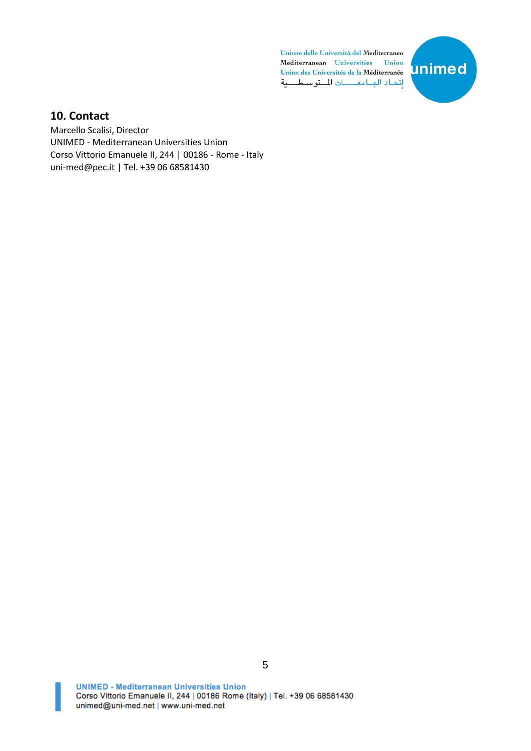## 10. Contact

Marcello Scalisi, Director
UNIMED - Mediterranean Universities Union
Corso Vittorio Emanuele II, 244 | 00186 - Rome - Italy
uni-med@pec.it | Tel. +39 06 68581430